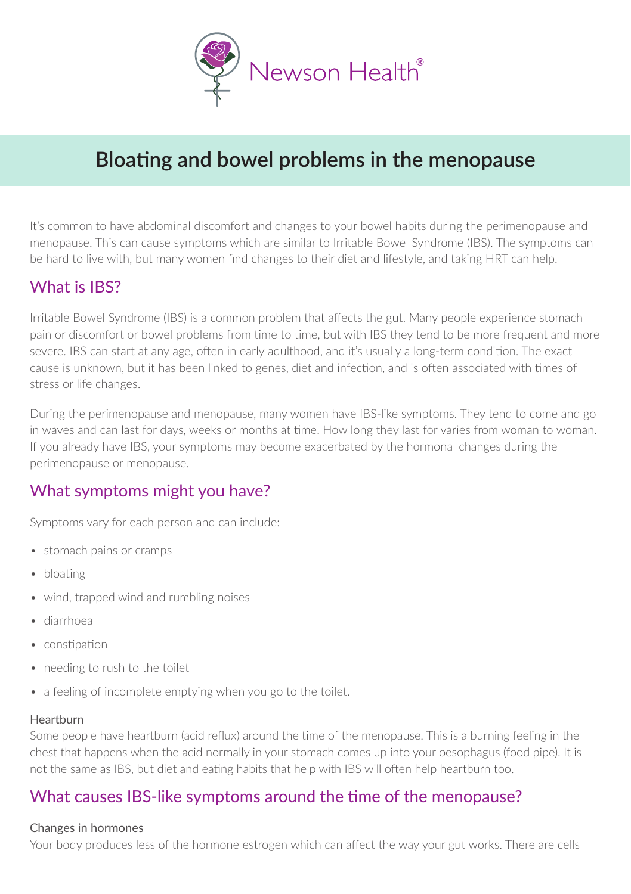Newson Health®

# Bloating and bowel problems in the menopause

It's common to have abdominal discomfort and changes to your bowel habits during the perimenopause and menopause. This can cause symptoms which are similar to Irritable Bowel Syndrome (IBS). The symptoms can be hard to live with, but many women find changes to their diet and lifestyle, and taking HRT can help.

## What is IBS?

Irritable Bowel Syndrome (IBS) is a common problem that affects the gut. Many people experience stomach pain or discomfort or bowel problems from time to time, but with IBS they tend to be more frequent and more severe. IBS can start at any age, often in early adulthood, and it's usually a long-term condition. The exact cause is unknown, but it has been linked to genes, diet and infection, and is often associated with times of stress or life changes.

During the perimenopause and menopause, many women have IBS-like symptoms. They tend to come and go in waves and can last for days, weeks or months at time. How long they last for varies from woman to woman. If you already have IBS, your symptoms may become exacerbated by the hormonal changes during the perimenopause or menopause.

## What symptoms might you have?

Symptoms vary for each person and can include:

- stomach pains or cramps
- bloating
- wind, trapped wind and rumbling noises
- diarrhoea
- constipation
- needing to rush to the toilet
- a feeling of incomplete emptying when you go to the toilet.

### Heartburn

Some people have heartburn (acid reflux) around the time of the menopause. This is a burning feeling in the chest that happens when the acid normally in your stomach comes up into your oesophagus (food pipe). It is not the same as IBS, but diet and eating habits that help with IBS will often help heartburn too.

## What causes IBS-like symptoms around the time of the menopause?

### Changes in hormones

Your body produces less of the hormone estrogen which can affect the way your gut works. There are cells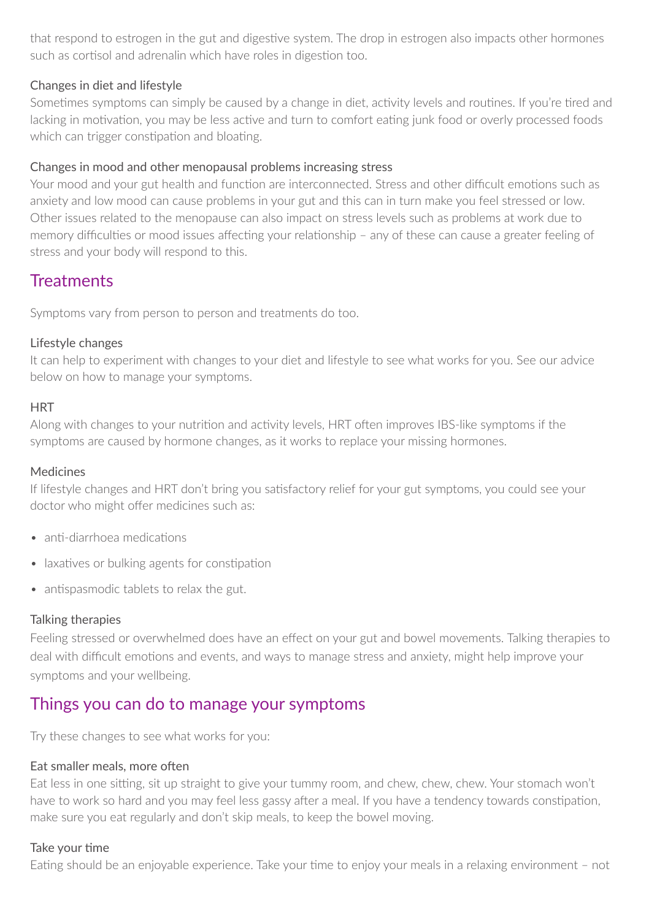that respond to estrogen in the gut and digestive system. The drop in estrogen also impacts other hormones such as cortisol and adrenalin which have roles in digestion too.

### Changes in diet and lifestyle

Sometimes symptoms can simply be caused by a change in diet, activity levels and routines. If you're tired and lacking in motivation, you may be less active and turn to comfort eating junk food or overly processed foods which can trigger constipation and bloating.

### Changes in mood and other menopausal problems increasing stress

Your mood and your gut health and function are interconnected. Stress and other difficult emotions such as anxiety and low mood can cause problems in your gut and this can in turn make you feel stressed or low. Other issues related to the menopause can also impact on stress levels such as problems at work due to memory difficulties or mood issues affecting your relationship – any of these can cause a greater feeling of stress and your body will respond to this.

## Treatments

Symptoms vary from person to person and treatments do too.

### Lifestyle changes

It can help to experiment with changes to your diet and lifestyle to see what works for you. See our advice below on how to manage your symptoms.

### HRT

Along with changes to your nutrition and activity levels, HRT often improves IBS-like symptoms if the symptoms are caused by hormone changes, as it works to replace your missing hormones.

### Medicines

If lifestyle changes and HRT don't bring you satisfactory relief for your gut symptoms, you could see your doctor who might offer medicines such as:

- anti-diarrhoea medications
- laxatives or bulking agents for constipation
- antispasmodic tablets to relax the gut.

### Talking therapies

Feeling stressed or overwhelmed does have an effect on your gut and bowel movements. Talking therapies to deal with difficult emotions and events, and ways to manage stress and anxiety, might help improve your symptoms and your wellbeing.

## Things you can do to manage your symptoms

Try these changes to see what works for you:

### Eat smaller meals, more often

Eat less in one sitting, sit up straight to give your tummy room, and chew, chew, chew. Your stomach won't have to work so hard and you may feel less gassy after a meal. If you have a tendency towards constipation, make sure you eat regularly and don't skip meals, to keep the bowel moving.

### Take your time

Eating should be an enjoyable experience. Take your time to enjoy your meals in a relaxing environment – not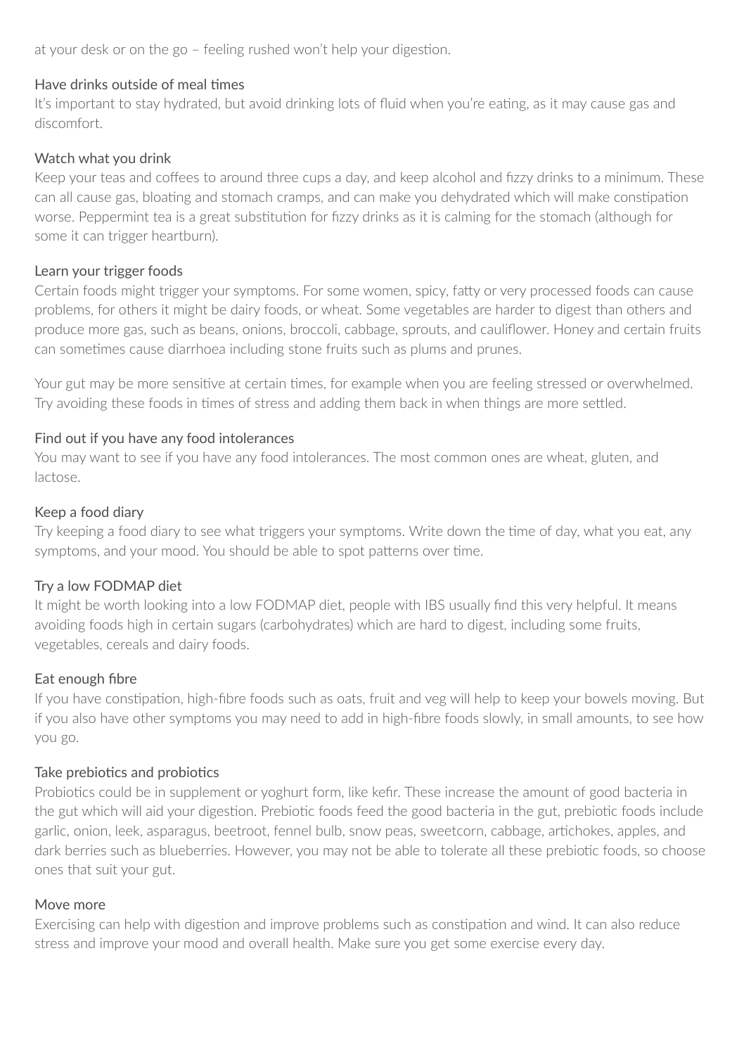at your desk or on the go – feeling rushed won't help your digestion.

### Have drinks outside of meal times

It's important to stay hydrated, but avoid drinking lots of fluid when you're eating, as it may cause gas and discomfort.

### Watch what you drink

Keep your teas and coffees to around three cups a day, and keep alcohol and fizzy drinks to a minimum. These can all cause gas, bloating and stomach cramps, and can make you dehydrated which will make constipation worse. Peppermint tea is a great substitution for fizzy drinks as it is calming for the stomach (although for some it can trigger heartburn).

### Learn your trigger foods

Certain foods might trigger your symptoms. For some women, spicy, fatty or very processed foods can cause problems, for others it might be dairy foods, or wheat. Some vegetables are harder to digest than others and produce more gas, such as beans, onions, broccoli, cabbage, sprouts, and cauliflower. Honey and certain fruits can sometimes cause diarrhoea including stone fruits such as plums and prunes.

Your gut may be more sensitive at certain times, for example when you are feeling stressed or overwhelmed. Try avoiding these foods in times of stress and adding them back in when things are more settled.

### Find out if you have any food intolerances

You may want to see if you have any food intolerances. The most common ones are wheat, gluten, and lactose.

### Keep a food diary

Try keeping a food diary to see what triggers your symptoms. Write down the time of day, what you eat, any symptoms, and your mood. You should be able to spot patterns over time.

### Try a low FODMAP diet

It might be worth looking into a low FODMAP diet, people with IBS usually find this very helpful. It means avoiding foods high in certain sugars (carbohydrates) which are hard to digest, including some fruits, vegetables, cereals and dairy foods.

### Eat enough fibre

If you have constipation, high-fibre foods such as oats, fruit and veg will help to keep your bowels moving. But if you also have other symptoms you may need to add in high-fibre foods slowly, in small amounts, to see how you go.

### Take prebiotics and probiotics

Probiotics could be in supplement or yoghurt form, like kefir. These increase the amount of good bacteria in the gut which will aid your digestion. Prebiotic foods feed the good bacteria in the gut, prebiotic foods include garlic, onion, leek, asparagus, beetroot, fennel bulb, snow peas, sweetcorn, cabbage, artichokes, apples, and dark berries such as blueberries. However, you may not be able to tolerate all these prebiotic foods, so choose ones that suit your gut.

### Move more

Exercising can help with digestion and improve problems such as constipation and wind. It can also reduce stress and improve your mood and overall health. Make sure you get some exercise every day.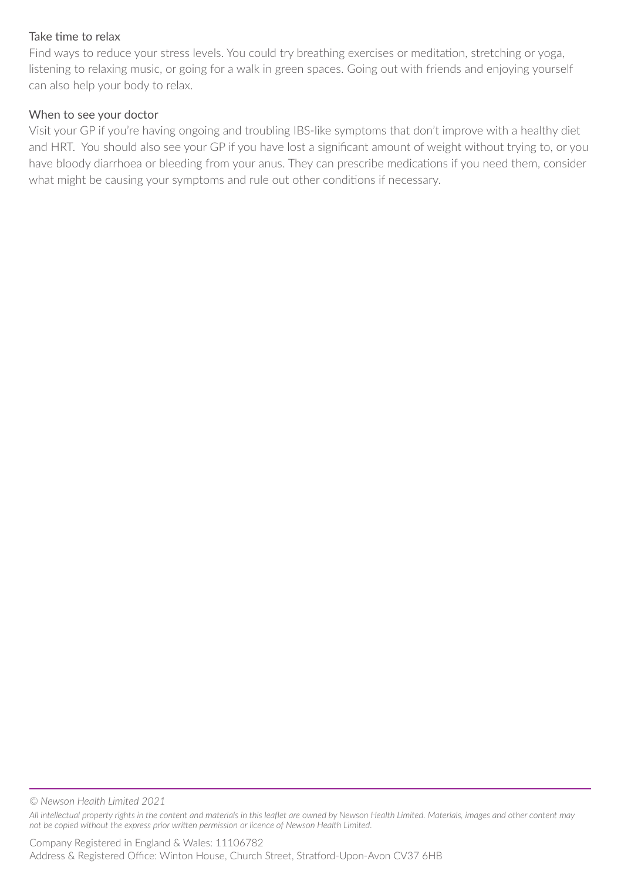### Take time to relax

Find ways to reduce your stress levels. You could try breathing exercises or meditation, stretching or yoga, listening to relaxing music, or going for a walk in green spaces. Going out with friends and enjoying yourself can also help your body to relax.

### When to see your doctor

Visit your GP if you're having ongoing and troubling IBS-like symptoms that don't improve with a healthy diet and HRT. You should also see your GP if you have lost a significant amount of weight without trying to, or you have bloody diarrhoea or bleeding from your anus. They can prescribe medications if you need them, consider what might be causing your symptoms and rule out other conditions if necessary.

---

*© Newson Health Limited 2021*

*All intellectual property rights in the content and materials in this leaflet are owned by Newson Health Limited. Materials, images and other content may not be copied without the express prior written permission or licence of Newson Health Limited.*

Company Registered in England & Wales: 11106782
Address & Registered Office: Winton House, Church Street, Stratford-Upon-Avon CV37 6HB